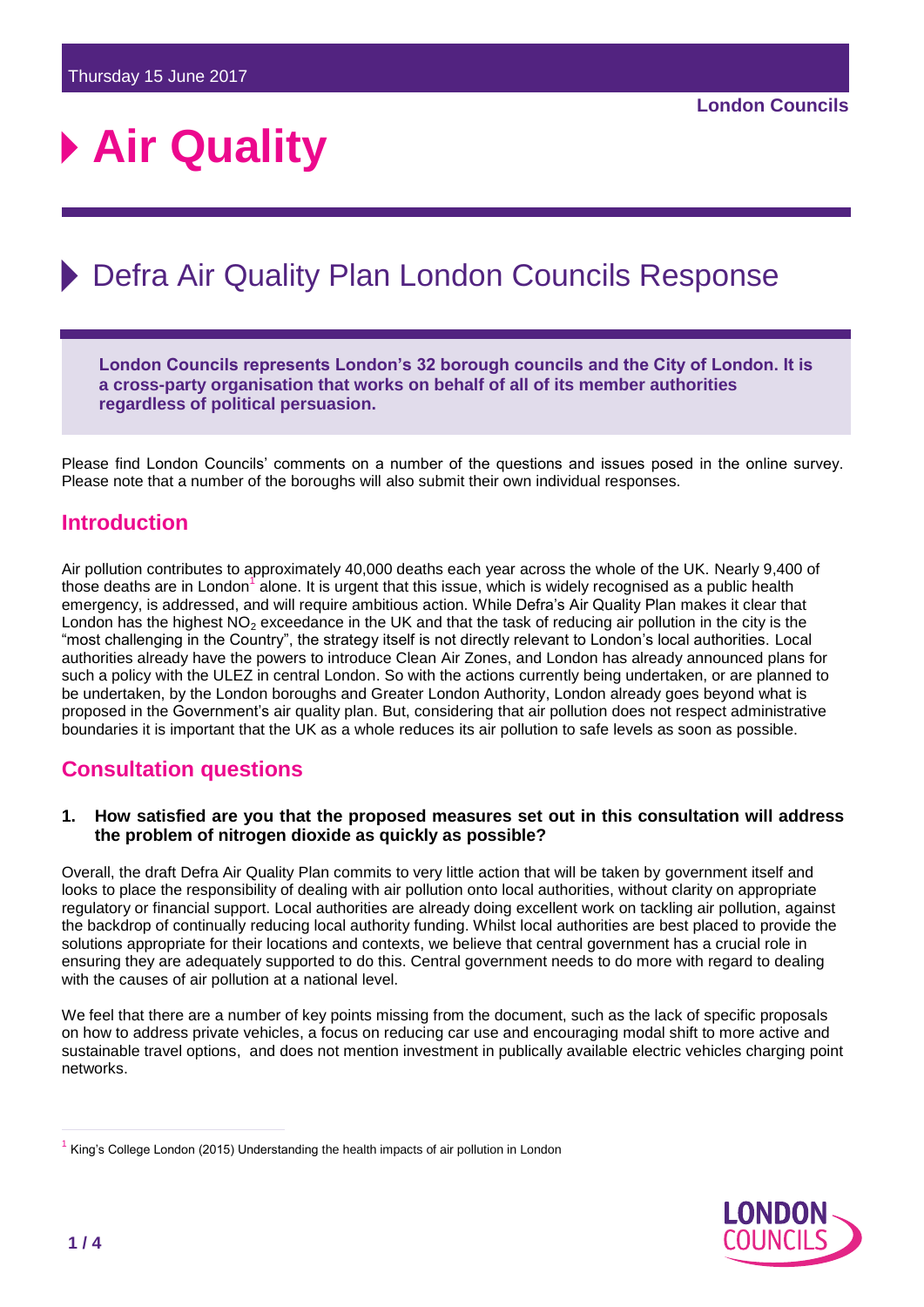Thursday 15 June 2017

**London Councils**

# Air Quality

## Defra Air Quality Plan London Councils Response

**London Councils represents London's 32 borough councils and the City of London. It is a cross-party organisation that works on behalf of all of its member authorities regardless of political persuasion.**

Please find London Councils' comments on a number of the questions and issues posed in the online survey. Please note that a number of the boroughs will also submit their own individual responses.

### Introduction

Air pollution contributes to approximately 40,000 deaths each year across the whole of the UK. Nearly 9,400 of those deaths are in London[1] alone. It is urgent that this issue, which is widely recognised as a public health emergency, is addressed, and will require ambitious action. While Defra's Air Quality Plan makes it clear that London has the highest $NO_2$ exceedance in the UK and that the task of reducing air pollution in the city is the "most challenging in the Country", the strategy itself is not directly relevant to London's local authorities. Local authorities already have the powers to introduce Clean Air Zones, and London has already announced plans for such a policy with the ULEZ in central London. So with the actions currently being undertaken, or are planned to be undertaken, by the London boroughs and Greater London Authority, London already goes beyond what is proposed in the Government's air quality plan. But, considering that air pollution does not respect administrative boundaries it is important that the UK as a whole reduces its air pollution to safe levels as soon as possible.

### Consultation questions

**1. How satisfied are you that the proposed measures set out in this consultation will address the problem of nitrogen dioxide as quickly as possible?**

Overall, the draft Defra Air Quality Plan commits to very little action that will be taken by government itself and looks to place the responsibility of dealing with air pollution onto local authorities, without clarity on appropriate regulatory or financial support. Local authorities are already doing excellent work on tackling air pollution, against the backdrop of continually reducing local authority funding. Whilst local authorities are best placed to provide the solutions appropriate for their locations and contexts, we believe that central government has a crucial role in ensuring they are adequately supported to do this. Central government needs to do more with regard to dealing with the causes of air pollution at a national level.

We feel that there are a number of key points missing from the document, such as the lack of specific proposals on how to address private vehicles, a focus on reducing car use and encouraging modal shift to more active and sustainable travel options, and does not mention investment in publically available electric vehicles charging point networks.

[1] King's College London (2015) Understanding the health impacts of air pollution in London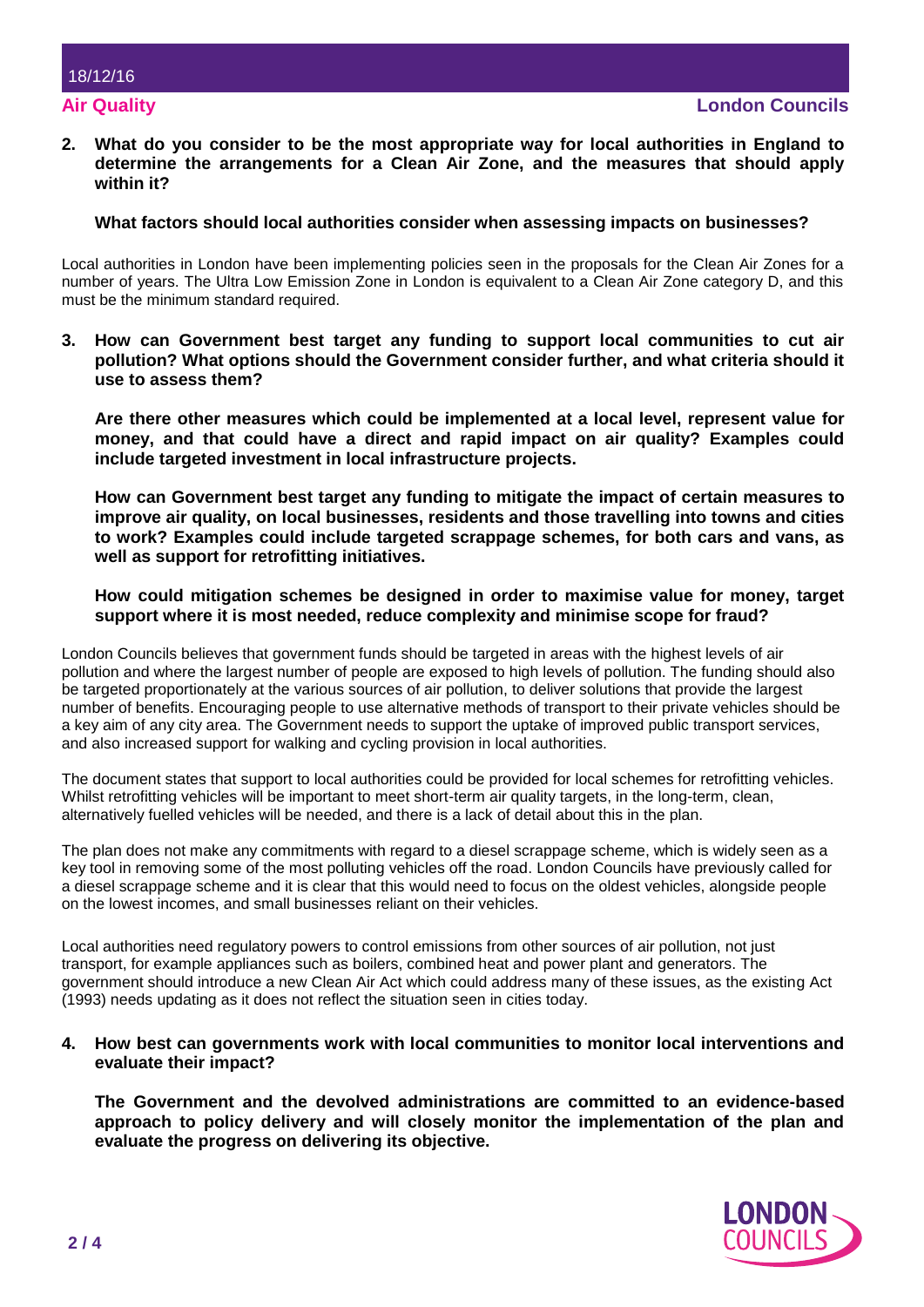**2. What do you consider to be the most appropriate way for local authorities in England to determine the arrangements for a Clean Air Zone, and the measures that should apply within it?**

**What factors should local authorities consider when assessing impacts on businesses?**

Local authorities in London have been implementing policies seen in the proposals for the Clean Air Zones for a number of years. The Ultra Low Emission Zone in London is equivalent to a Clean Air Zone category D, and this must be the minimum standard required.

**3. How can Government best target any funding to support local communities to cut air pollution? What options should the Government consider further, and what criteria should it use to assess them?**

**Are there other measures which could be implemented at a local level, represent value for money, and that could have a direct and rapid impact on air quality? Examples could include targeted investment in local infrastructure projects.**

**How can Government best target any funding to mitigate the impact of certain measures to improve air quality, on local businesses, residents and those travelling into towns and cities to work? Examples could include targeted scrappage schemes, for both cars and vans, as well as support for retrofitting initiatives.**

**How could mitigation schemes be designed in order to maximise value for money, target support where it is most needed, reduce complexity and minimise scope for fraud?**

London Councils believes that government funds should be targeted in areas with the highest levels of air pollution and where the largest number of people are exposed to high levels of pollution. The funding should also be targeted proportionately at the various sources of air pollution, to deliver solutions that provide the largest number of benefits. Encouraging people to use alternative methods of transport to their private vehicles should be a key aim of any city area. The Government needs to support the uptake of improved public transport services, and also increased support for walking and cycling provision in local authorities.

The document states that support to local authorities could be provided for local schemes for retrofitting vehicles. Whilst retrofitting vehicles will be important to meet short-term air quality targets, in the long-term, clean, alternatively fuelled vehicles will be needed, and there is a lack of detail about this in the plan.

The plan does not make any commitments with regard to a diesel scrappage scheme, which is widely seen as a key tool in removing some of the most polluting vehicles off the road. London Councils have previously called for a diesel scrappage scheme and it is clear that this would need to focus on the oldest vehicles, alongside people on the lowest incomes, and small businesses reliant on their vehicles.

Local authorities need regulatory powers to control emissions from other sources of air pollution, not just transport, for example appliances such as boilers, combined heat and power plant and generators. The government should introduce a new Clean Air Act which could address many of these issues, as the existing Act (1993) needs updating as it does not reflect the situation seen in cities today.

**4. How best can governments work with local communities to monitor local interventions and evaluate their impact?**

**The Government and the devolved administrations are committed to an evidence-based approach to policy delivery and will closely monitor the implementation of the plan and evaluate the progress on delivering its objective.**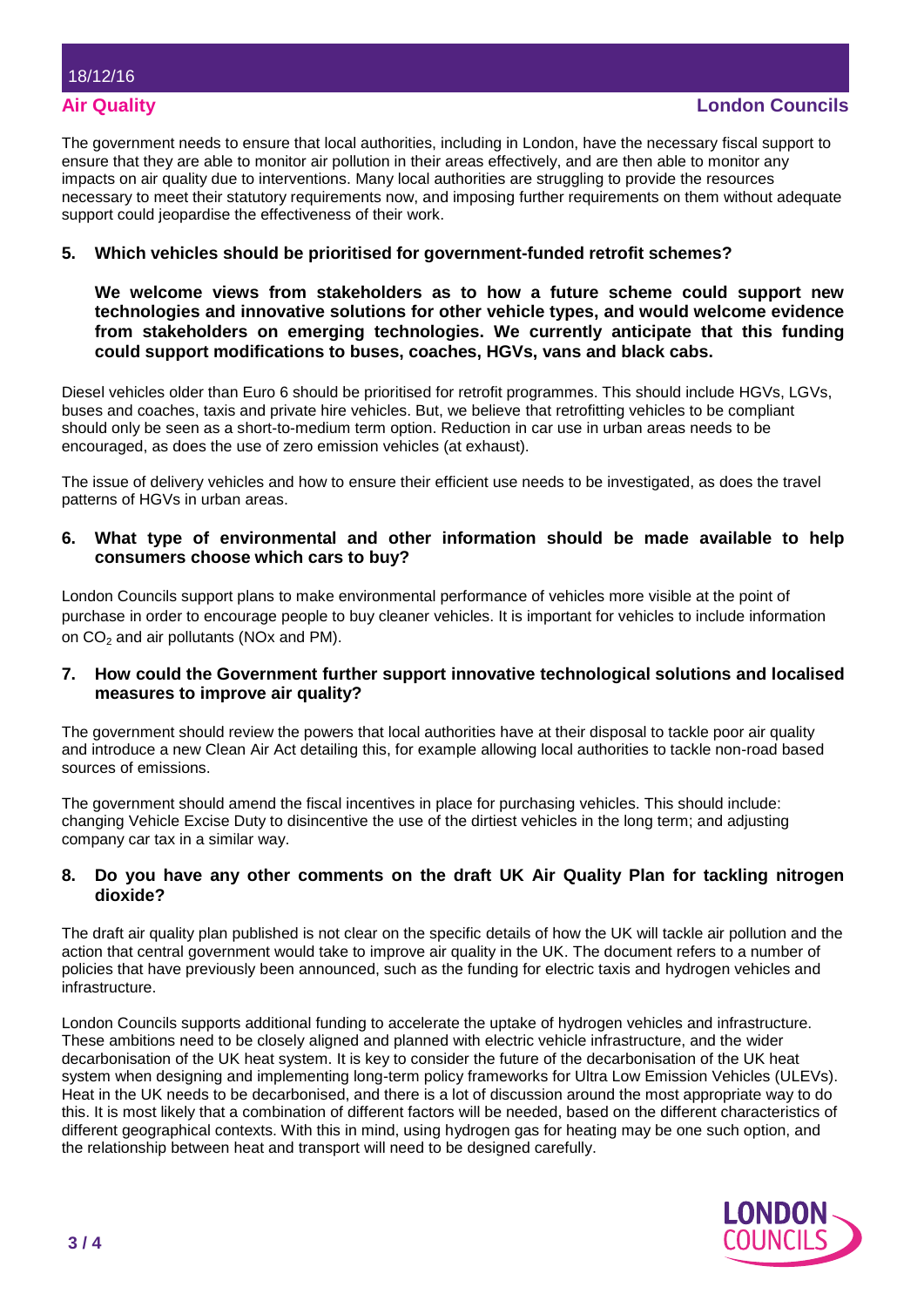The government needs to ensure that local authorities, including in London, have the necessary fiscal support to ensure that they are able to monitor air pollution in their areas effectively, and are then able to monitor any impacts on air quality due to interventions. Many local authorities are struggling to provide the resources necessary to meet their statutory requirements now, and imposing further requirements on them without adequate support could jeopardise the effectiveness of their work.

### 5. Which vehicles should be prioritised for government-funded retrofit schemes?

**We welcome views from stakeholders as to how a future scheme could support new technologies and innovative solutions for other vehicle types, and would welcome evidence from stakeholders on emerging technologies. We currently anticipate that this funding could support modifications to buses, coaches, HGVs, vans and black cabs.**

Diesel vehicles older than Euro 6 should be prioritised for retrofit programmes. This should include HGVs, LGVs, buses and coaches, taxis and private hire vehicles. But, we believe that retrofitting vehicles to be compliant should only be seen as a short-to-medium term option. Reduction in car use in urban areas needs to be encouraged, as does the use of zero emission vehicles (at exhaust).

The issue of delivery vehicles and how to ensure their efficient use needs to be investigated, as does the travel patterns of HGVs in urban areas.

### 6. What type of environmental and other information should be made available to help consumers choose which cars to buy?

London Councils support plans to make environmental performance of vehicles more visible at the point of purchase in order to encourage people to buy cleaner vehicles. It is important for vehicles to include information on $CO_2$ and air pollutants (NOx and PM).

### 7. How could the Government further support innovative technological solutions and localised measures to improve air quality?

The government should review the powers that local authorities have at their disposal to tackle poor air quality and introduce a new Clean Air Act detailing this, for example allowing local authorities to tackle non-road based sources of emissions.

The government should amend the fiscal incentives in place for purchasing vehicles. This should include: changing Vehicle Excise Duty to disincentive the use of the dirtiest vehicles in the long term; and adjusting company car tax in a similar way.

### 8. Do you have any other comments on the draft UK Air Quality Plan for tackling nitrogen dioxide?

The draft air quality plan published is not clear on the specific details of how the UK will tackle air pollution and the action that central government would take to improve air quality in the UK. The document refers to a number of policies that have previously been announced, such as the funding for electric taxis and hydrogen vehicles and infrastructure.

London Councils supports additional funding to accelerate the uptake of hydrogen vehicles and infrastructure. These ambitions need to be closely aligned and planned with electric vehicle infrastructure, and the wider decarbonisation of the UK heat system. It is key to consider the future of the decarbonisation of the UK heat system when designing and implementing long-term policy frameworks for Ultra Low Emission Vehicles (ULEVs). Heat in the UK needs to be decarbonised, and there is a lot of discussion around the most appropriate way to do this. It is most likely that a combination of different factors will be needed, based on the different characteristics of different geographical contexts. With this in mind, using hydrogen gas for heating may be one such option, and the relationship between heat and transport will need to be designed carefully.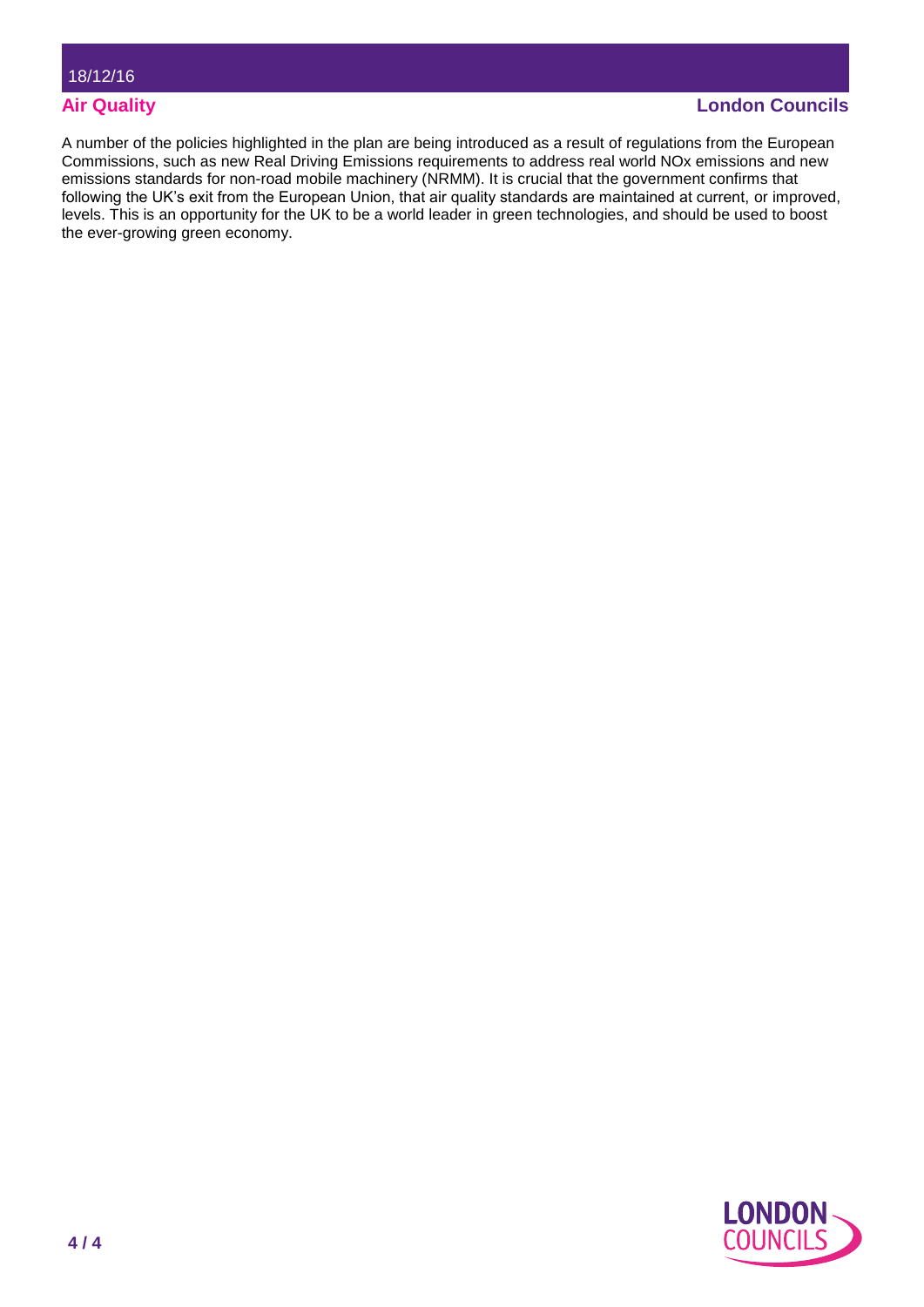A number of the policies highlighted in the plan are being introduced as a result of regulations from the European Commissions, such as new Real Driving Emissions requirements to address real world NOx emissions and new emissions standards for non-road mobile machinery (NRMM). It is crucial that the government confirms that following the UK's exit from the European Union, that air quality standards are maintained at current, or improved, levels. This is an opportunity for the UK to be a world leader in green technologies, and should be used to boost the ever-growing green economy.